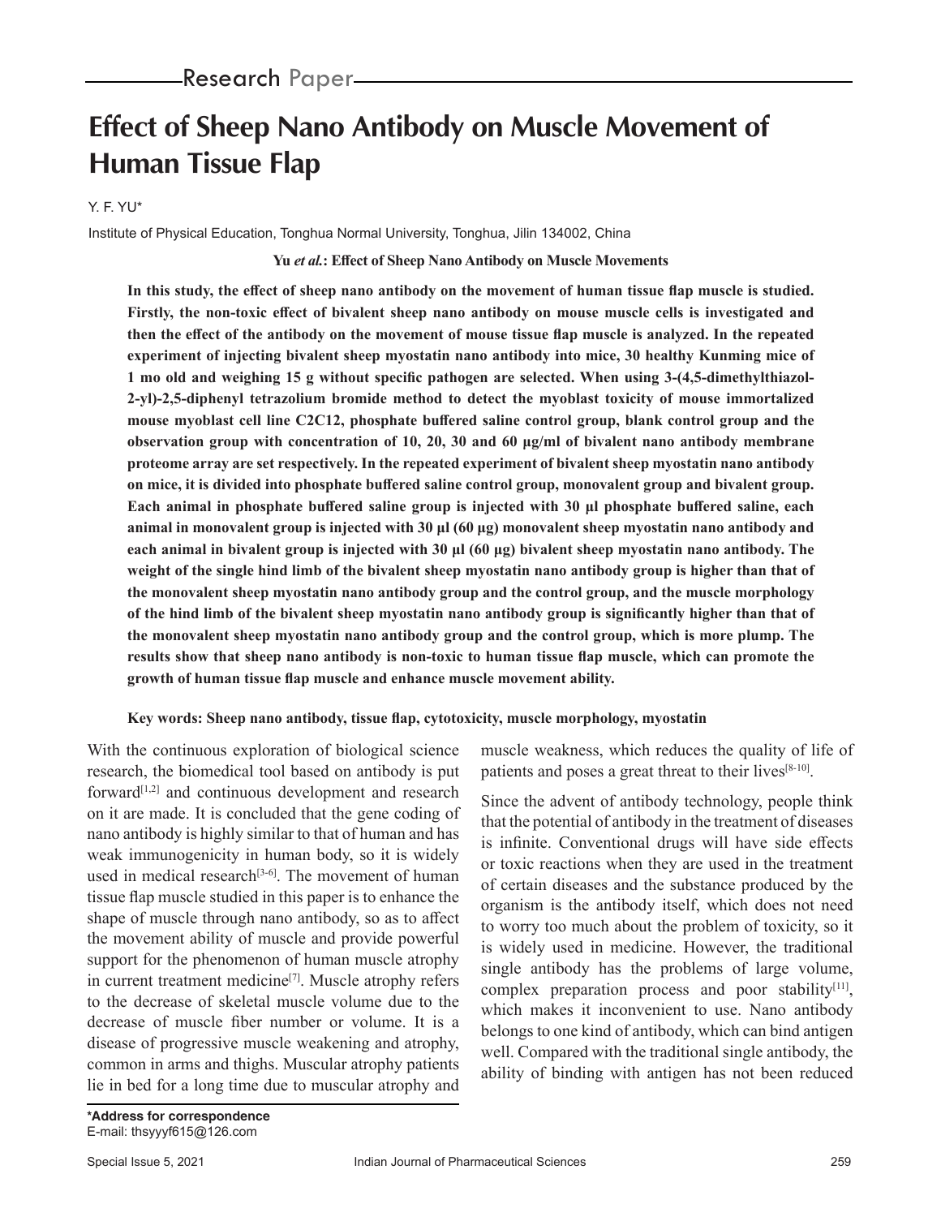Research Paper

# Effect of Sheep Nano Antibody on Muscle Movement of Human Tissue Flap

Y. F. YU*

Institute of Physical Education, Tonghua Normal University, Tonghua, Jilin 134002, China

**Yu *et al.*: Effect of Sheep Nano Antibody on Muscle Movements**

**In this study, the effect of sheep nano antibody on the movement of human tissue flap muscle is studied. Firstly, the non-toxic effect of bivalent sheep nano antibody on mouse muscle cells is investigated and then the effect of the antibody on the movement of mouse tissue flap muscle is analyzed. In the repeated experiment of injecting bivalent sheep myostatin nano antibody into mice, 30 healthy Kunming mice of 1 mo old and weighing 15 g without specific pathogen are selected. When using 3-(4,5-dimethylthiazol-2-yl)-2,5-diphenyl tetrazolium bromide method to detect the myoblast toxicity of mouse immortalized mouse myoblast cell line C2C12, phosphate buffered saline control group, blank control group and the observation group with concentration of 10, 20, 30 and 60 μg/ml of bivalent nano antibody membrane proteome array are set respectively. In the repeated experiment of bivalent sheep myostatin nano antibody on mice, it is divided into phosphate buffered saline control group, monovalent group and bivalent group. Each animal in phosphate buffered saline group is injected with 30 μl phosphate buffered saline, each animal in monovalent group is injected with 30 μl (60 μg) monovalent sheep myostatin nano antibody and each animal in bivalent group is injected with 30 μl (60 μg) bivalent sheep myostatin nano antibody. The weight of the single hind limb of the bivalent sheep myostatin nano antibody group is higher than that of the monovalent sheep myostatin nano antibody group and the control group, and the muscle morphology of the hind limb of the bivalent sheep myostatin nano antibody group is significantly higher than that of the monovalent sheep myostatin nano antibody group and the control group, which is more plump. The results show that sheep nano antibody is non-toxic to human tissue flap muscle, which can promote the growth of human tissue flap muscle and enhance muscle movement ability.**

**Key words: Sheep nano antibody, tissue flap, cytotoxicity, muscle morphology, myostatin**

With the continuous exploration of biological science research, the biomedical tool based on antibody is put forward[1,2] and continuous development and research on it are made. It is concluded that the gene coding of nano antibody is highly similar to that of human and has weak immunogenicity in human body, so it is widely used in medical research[3-6]. The movement of human tissue flap muscle studied in this paper is to enhance the shape of muscle through nano antibody, so as to affect the movement ability of muscle and provide powerful support for the phenomenon of human muscle atrophy in current treatment medicine[7]. Muscle atrophy refers to the decrease of skeletal muscle volume due to the decrease of muscle fiber number or volume. It is a disease of progressive muscle weakening and atrophy, common in arms and thighs. Muscular atrophy patients lie in bed for a long time due to muscular atrophy and muscle weakness, which reduces the quality of life of patients and poses a great threat to their lives[8-10].

Since the advent of antibody technology, people think that the potential of antibody in the treatment of diseases is infinite. Conventional drugs will have side effects or toxic reactions when they are used in the treatment of certain diseases and the substance produced by the organism is the antibody itself, which does not need to worry too much about the problem of toxicity, so it is widely used in medicine. However, the traditional single antibody has the problems of large volume, complex preparation process and poor stability[11], which makes it inconvenient to use. Nano antibody belongs to one kind of antibody, which can bind antigen well. Compared with the traditional single antibody, the ability of binding with antigen has not been reduced

**\*Address for correspondence**
E-mail: thsyyyf615@126.com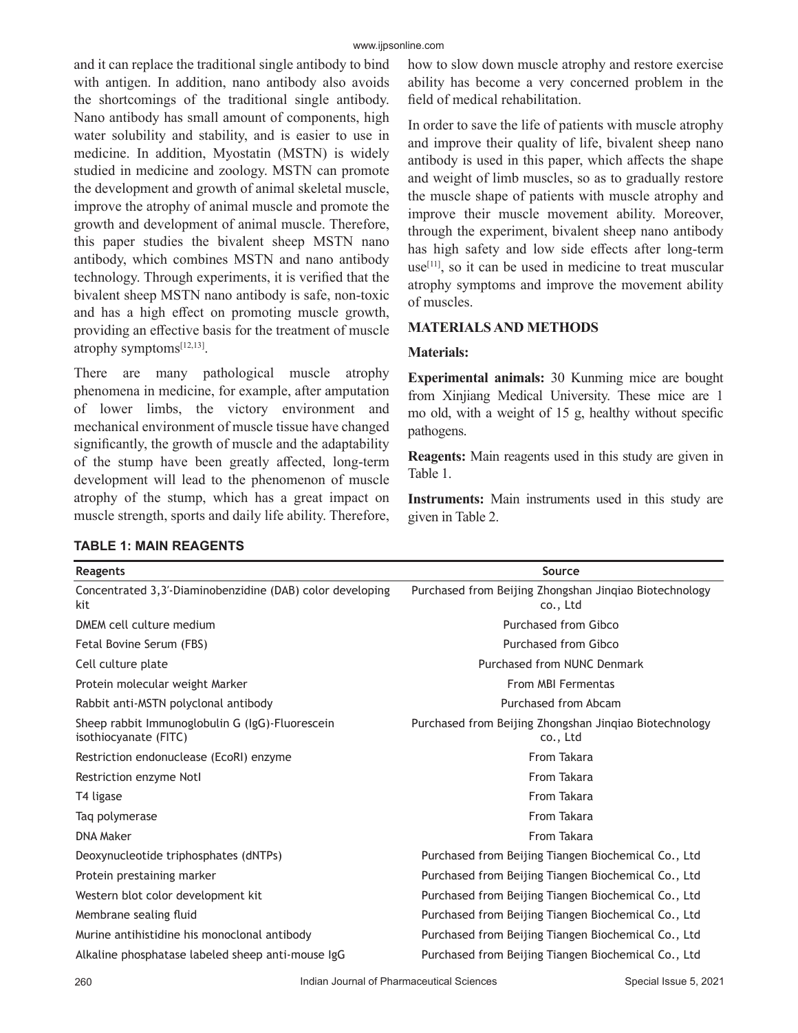and it can replace the traditional single antibody to bind with antigen. In addition, nano antibody also avoids the shortcomings of the traditional single antibody. Nano antibody has small amount of components, high water solubility and stability, and is easier to use in medicine. In addition, Myostatin (MSTN) is widely studied in medicine and zoology. MSTN can promote the development and growth of animal skeletal muscle, improve the atrophy of animal muscle and promote the growth and development of animal muscle. Therefore, this paper studies the bivalent sheep MSTN nano antibody, which combines MSTN and nano antibody technology. Through experiments, it is verified that the bivalent sheep MSTN nano antibody is safe, non-toxic and has a high effect on promoting muscle growth, providing an effective basis for the treatment of muscle atrophy symptoms[12,13].

There are many pathological muscle atrophy phenomena in medicine, for example, after amputation of lower limbs, the victory environment and mechanical environment of muscle tissue have changed significantly, the growth of muscle and the adaptability of the stump have been greatly affected, long-term development will lead to the phenomenon of muscle atrophy of the stump, which has a great impact on muscle strength, sports and daily life ability. Therefore, how to slow down muscle atrophy and restore exercise ability has become a very concerned problem in the field of medical rehabilitation.

In order to save the life of patients with muscle atrophy and improve their quality of life, bivalent sheep nano antibody is used in this paper, which affects the shape and weight of limb muscles, so as to gradually restore the muscle shape of patients with muscle atrophy and improve their muscle movement ability. Moreover, through the experiment, bivalent sheep nano antibody has high safety and low side effects after long-term use[11], so it can be used in medicine to treat muscular atrophy symptoms and improve the movement ability of muscles.

## MATERIALS AND METHODS

### Materials:

**Experimental animals:** 30 Kunming mice are bought from Xinjiang Medical University. These mice are 1 mo old, with a weight of 15 g, healthy without specific pathogens.

**Reagents:** Main reagents used in this study are given in Table 1.

**Instruments:** Main instruments used in this study are given in Table 2.

**TABLE 1: MAIN REAGENTS**

| Reagents | Source |
|---|---|
| Concentrated 3,3′-Diaminobenzidine (DAB) color developing kit | Purchased from Beijing Zhongshan Jinqiao Biotechnology co., Ltd |
| DMEM cell culture medium | Purchased from Gibco |
| Fetal Bovine Serum (FBS) | Purchased from Gibco |
| Cell culture plate | Purchased from NUNC Denmark |
| Protein molecular weight Marker | From MBI Fermentas |
| Rabbit anti-MSTN polyclonal antibody | Purchased from Abcam |
| Sheep rabbit Immunoglobulin G (IgG)-Fluorescein isothiocyanate (FITC) | Purchased from Beijing Zhongshan Jinqiao Biotechnology co., Ltd |
| Restriction endonuclease (EcoRI) enzyme | From Takara |
| Restriction enzyme NotI | From Takara |
| T4 ligase | From Takara |
| Taq polymerase | From Takara |
| DNA Maker | From Takara |
| Deoxynucleotide triphosphates (dNTPs) | Purchased from Beijing Tiangen Biochemical Co., Ltd |
| Protein prestaining marker | Purchased from Beijing Tiangen Biochemical Co., Ltd |
| Western blot color development kit | Purchased from Beijing Tiangen Biochemical Co., Ltd |
| Membrane sealing fluid | Purchased from Beijing Tiangen Biochemical Co., Ltd |
| Murine antihistidine his monoclonal antibody | Purchased from Beijing Tiangen Biochemical Co., Ltd |
| Alkaline phosphatase labeled sheep anti-mouse IgG | Purchased from Beijing Tiangen Biochemical Co., Ltd |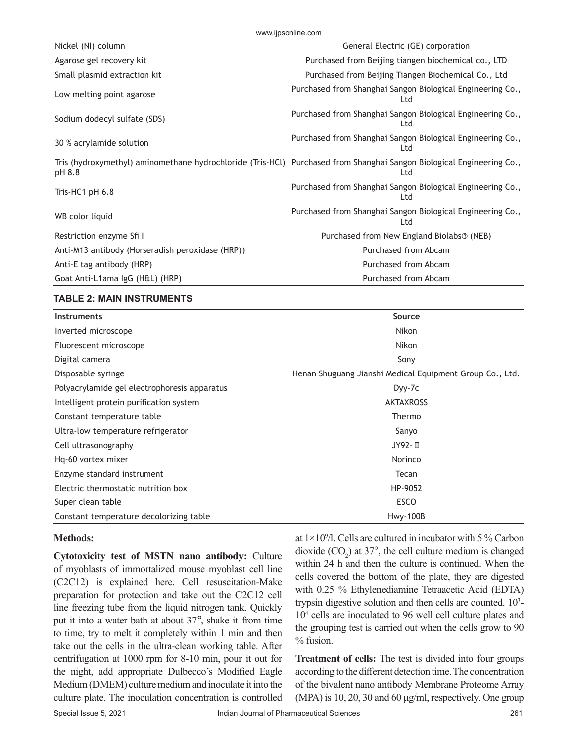| | |
|---|---|
| Nickel (NI) column | General Electric (GE) corporation |
| Agarose gel recovery kit | Purchased from Beijing tiangen biochemical co., LTD |
| Small plasmid extraction kit | Purchased from Beijing Tiangen Biochemical Co., Ltd |
| Low melting point agarose | Purchased from Shanghai Sangon Biological Engineering Co., Ltd |
| Sodium dodecyl sulfate (SDS) | Purchased from Shanghai Sangon Biological Engineering Co., Ltd |
| 30 % acrylamide solution | Purchased from Shanghai Sangon Biological Engineering Co., Ltd |
| Tris (hydroxymethyl) aminomethane hydrochloride (Tris-HCl) pH 8.8 | Purchased from Shanghai Sangon Biological Engineering Co., Ltd |
| Tris-HC1 pH 6.8 | Purchased from Shanghai Sangon Biological Engineering Co., Ltd |
| WB color liquid | Purchased from Shanghai Sangon Biological Engineering Co., Ltd |
| Restriction enzyme Sfi I | Purchased from New England Biolabs® (NEB) |
| Anti-M13 antibody (Horseradish peroxidase (HRP)) | Purchased from Abcam |
| Anti-E tag antibody (HRP) | Purchased from Abcam |
| Goat Anti-L1ama IgG (H&L) (HRP) | Purchased from Abcam |

**TABLE 2: MAIN INSTRUMENTS**

| Instruments | Source |
|---|---|
| Inverted microscope | Nikon |
| Fluorescent microscope | Nikon |
| Digital camera | Sony |
| Disposable syringe | Henan Shuguang Jianshi Medical Equipment Group Co., Ltd. |
| Polyacrylamide gel electrophoresis apparatus | Dyy-7c |
| Intelligent protein purification system | AKTAXROSS |
| Constant temperature table | Thermo |
| Ultra-low temperature refrigerator | Sanyo |
| Cell ultrasonography | JY92-Ⅱ |
| Hq-60 vortex mixer | Norinco |
| Enzyme standard instrument | Tecan |
| Electric thermostatic nutrition box | HP-9052 |
| Super clean table | ESCO |
| Constant temperature decolorizing table | Hwy-100B |

## Methods:

**Cytotoxicity test of MSTN nano antibody:** Culture of myoblasts of immortalized mouse myoblast cell line (C2C12) is explained here. Cell resuscitation-Make preparation for protection and take out the C2C12 cell line freezing tube from the liquid nitrogen tank. Quickly put it into a water bath at about 37°, shake it from time to time, try to melt it completely within 1 min and then take out the cells in the ultra-clean working table. After centrifugation at 1000 rpm for 8-10 min, pour it out for the night, add appropriate Dulbecco's Modified Eagle Medium (DMEM) culture medium and inoculate it into the culture plate. The inoculation concentration is controlled at $1\times10^9$/l. Cells are cultured in incubator with 5 % Carbon dioxide ($CO_2$) at 37°, the cell culture medium is changed within 24 h and then the culture is continued. When the cells covered the bottom of the plate, they are digested with 0.25 % Ethylenediamine Tetraacetic Acid (EDTA) trypsin digestive solution and then cells are counted. $10^3$-$10^4$ cells are inoculated to 96 well cell culture plates and the grouping test is carried out when the cells grow to 90 % fusion.

**Treatment of cells:** The test is divided into four groups according to the different detection time. The concentration of the bivalent nano antibody Membrane Proteome Array (MPA) is 10, 20, 30 and 60 μg/ml, respectively. One group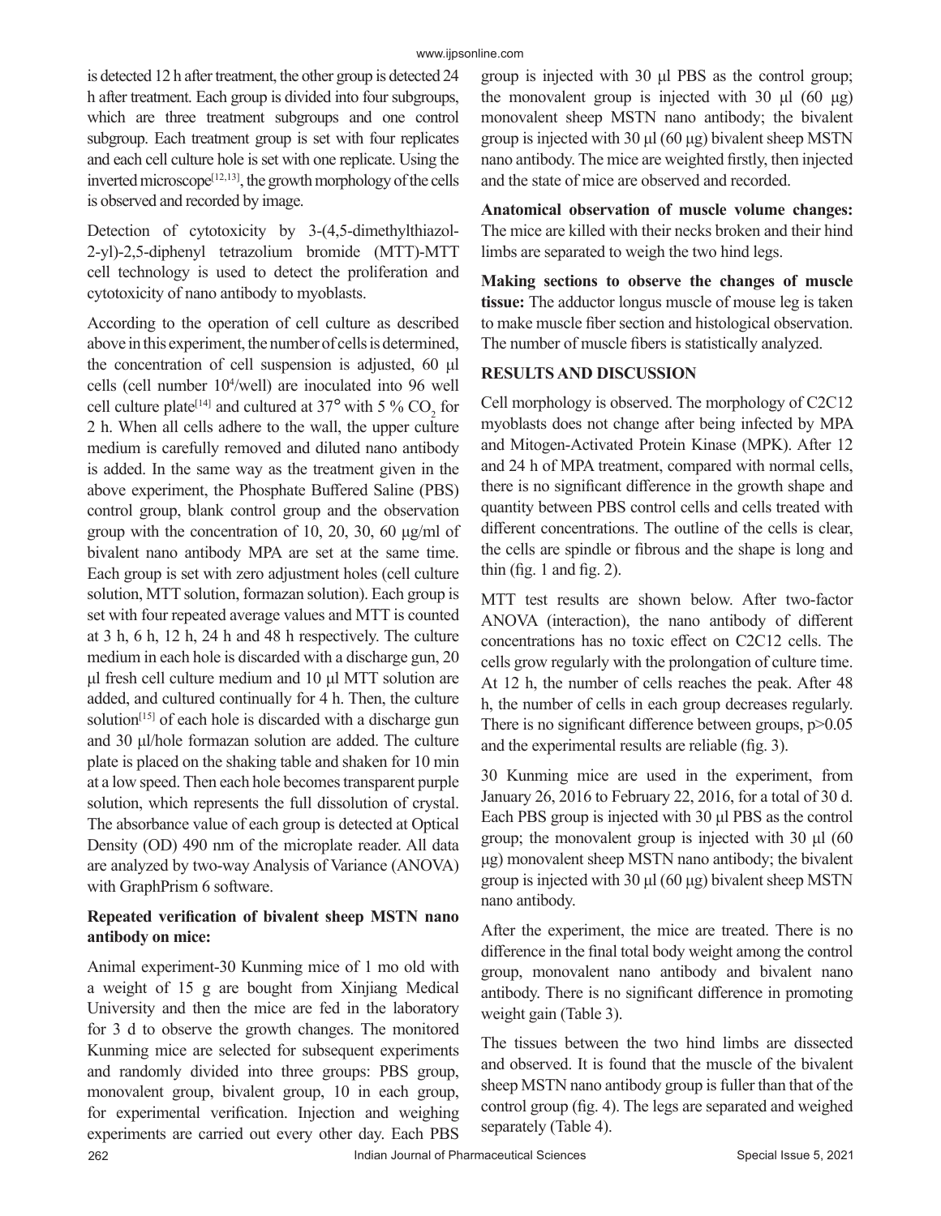is detected 12 h after treatment, the other group is detected 24 h after treatment. Each group is divided into four subgroups, which are three treatment subgroups and one control subgroup. Each treatment group is set with four replicates and each cell culture hole is set with one replicate. Using the inverted microscope[12,13], the growth morphology of the cells is observed and recorded by image.

Detection of cytotoxicity by 3-(4,5-dimethylthiazol-2-yl)-2,5-diphenyl tetrazolium bromide (MTT)-MTT cell technology is used to detect the proliferation and cytotoxicity of nano antibody to myoblasts.

According to the operation of cell culture as described above in this experiment, the number of cells is determined, the concentration of cell suspension is adjusted, 60 µl cells (cell number $10^4$/well) are inoculated into 96 well cell culture plate[14] and cultured at 37° with 5 % $CO_2$ for 2 h. When all cells adhere to the wall, the upper culture medium is carefully removed and diluted nano antibody is added. In the same way as the treatment given in the above experiment, the Phosphate Buffered Saline (PBS) control group, blank control group and the observation group with the concentration of 10, 20, 30, 60 µg/ml of bivalent nano antibody MPA are set at the same time. Each group is set with zero adjustment holes (cell culture solution, MTT solution, formazan solution). Each group is set with four repeated average values and MTT is counted at 3 h, 6 h, 12 h, 24 h and 48 h respectively. The culture medium in each hole is discarded with a discharge gun, 20 µl fresh cell culture medium and 10 µl MTT solution are added, and cultured continually for 4 h. Then, the culture solution[15] of each hole is discarded with a discharge gun and 30 µl/hole formazan solution are added. The culture plate is placed on the shaking table and shaken for 10 min at a low speed. Then each hole becomes transparent purple solution, which represents the full dissolution of crystal. The absorbance value of each group is detected at Optical Density (OD) 490 nm of the microplate reader. All data are analyzed by two-way Analysis of Variance (ANOVA) with GraphPrism 6 software.

**Repeated verification of bivalent sheep MSTN nano antibody on mice:**

Animal experiment-30 Kunming mice of 1 mo old with a weight of 15 g are bought from Xinjiang Medical University and then the mice are fed in the laboratory for 3 d to observe the growth changes. The monitored Kunming mice are selected for subsequent experiments and randomly divided into three groups: PBS group, monovalent group, bivalent group, 10 in each group, for experimental verification. Injection and weighing experiments are carried out every other day. Each PBS group is injected with 30 µl PBS as the control group; the monovalent group is injected with 30 µl (60 µg) monovalent sheep MSTN nano antibody; the bivalent group is injected with 30 µl (60 µg) bivalent sheep MSTN nano antibody. The mice are weighted firstly, then injected and the state of mice are observed and recorded.

**Anatomical observation of muscle volume changes:** The mice are killed with their necks broken and their hind limbs are separated to weigh the two hind legs.

**Making sections to observe the changes of muscle tissue:** The adductor longus muscle of mouse leg is taken to make muscle fiber section and histological observation. The number of muscle fibers is statistically analyzed.

## RESULTS AND DISCUSSION

Cell morphology is observed. The morphology of C2C12 myoblasts does not change after being infected by MPA and Mitogen-Activated Protein Kinase (MPK). After 12 and 24 h of MPA treatment, compared with normal cells, there is no significant difference in the growth shape and quantity between PBS control cells and cells treated with different concentrations. The outline of the cells is clear, the cells are spindle or fibrous and the shape is long and thin (fig. 1 and fig. 2).

MTT test results are shown below. After two-factor ANOVA (interaction), the nano antibody of different concentrations has no toxic effect on C2C12 cells. The cells grow regularly with the prolongation of culture time. At 12 h, the number of cells reaches the peak. After 48 h, the number of cells in each group decreases regularly. There is no significant difference between groups, $p>0.05$ and the experimental results are reliable (fig. 3).

30 Kunming mice are used in the experiment, from January 26, 2016 to February 22, 2016, for a total of 30 d. Each PBS group is injected with 30 µl PBS as the control group; the monovalent group is injected with 30 µl (60 µg) monovalent sheep MSTN nano antibody; the bivalent group is injected with 30 µl (60 µg) bivalent sheep MSTN nano antibody.

After the experiment, the mice are treated. There is no difference in the final total body weight among the control group, monovalent nano antibody and bivalent nano antibody. There is no significant difference in promoting weight gain (Table 3).

The tissues between the two hind limbs are dissected and observed. It is found that the muscle of the bivalent sheep MSTN nano antibody group is fuller than that of the control group (fig. 4). The legs are separated and weighed separately (Table 4).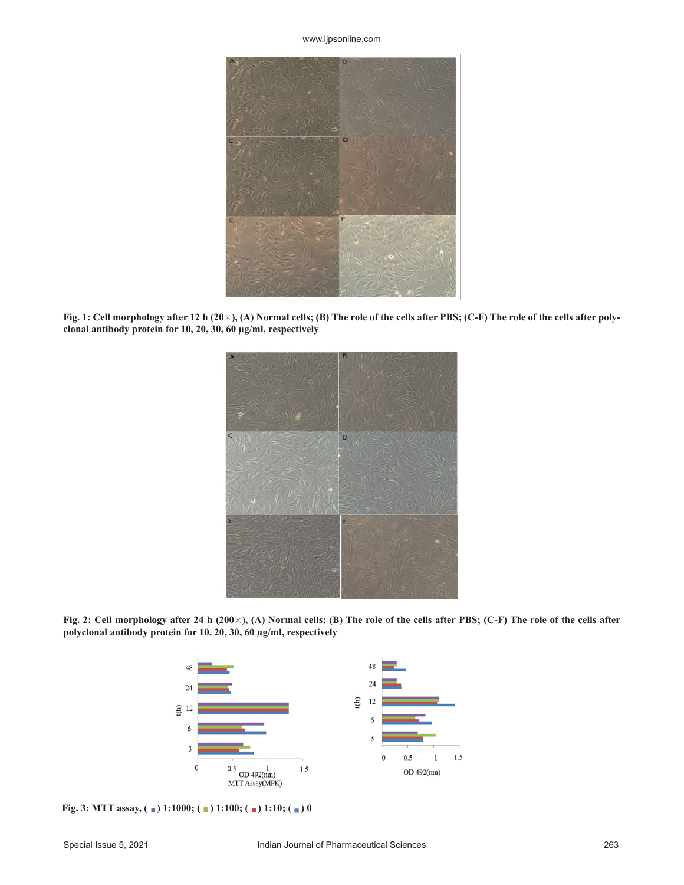Fig. 1: Cell morphology after 12 h (20×), (A) Normal cells; (B) The role of the cells after PBS; (C-F) The role of the cells after polyclonal antibody protein for 10, 20, 30, 60 µg/ml, respectively

Fig. 2: Cell morphology after 24 h (200×), (A) Normal cells; (B) The role of the cells after PBS; (C-F) The role of the cells after polyclonal antibody protein for 10, 20, 30, 60 µg/ml, respectively

Fig. 3: MTT assay, ( ■ ) 1:1000; ( ■ ) 1:100; ( ■ ) 1:10; ( ■ ) 0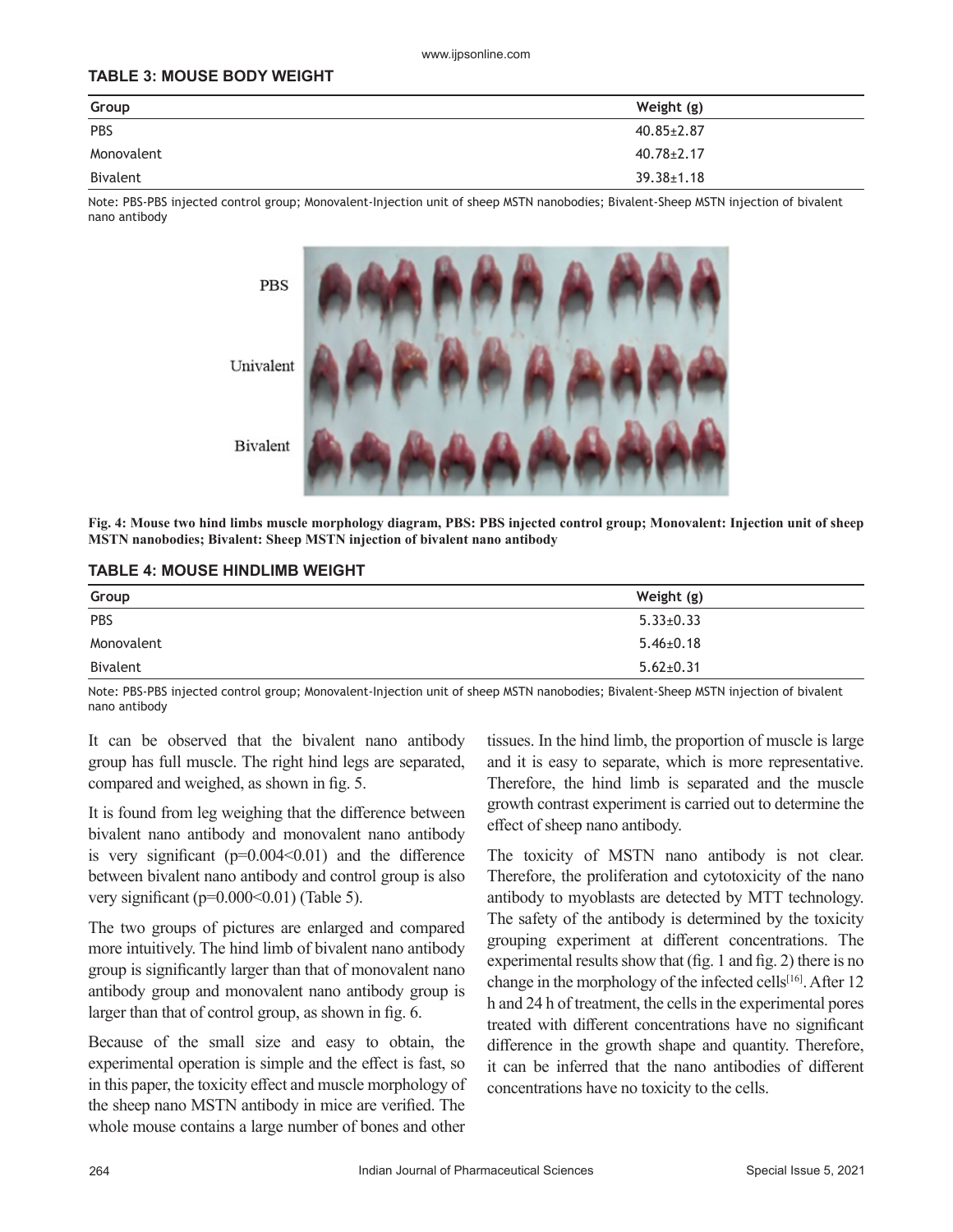**TABLE 3: MOUSE BODY WEIGHT**

| Group | Weight (g) |
|---|---|
| PBS | 40.85±2.87 |
| Monovalent | 40.78±2.17 |
| Bivalent | 39.38±1.18 |

Note: PBS-PBS injected control group; Monovalent-Injection unit of sheep MSTN nanobodies; Bivalent-Sheep MSTN injection of bivalent nano antibody

**Fig. 4: Mouse two hind limbs muscle morphology diagram, PBS: PBS injected control group; Monovalent: Injection unit of sheep MSTN nanobodies; Bivalent: Sheep MSTN injection of bivalent nano antibody**

**TABLE 4: MOUSE HINDLIMB WEIGHT**

| Group | Weight (g) |
|---|---|
| PBS | 5.33±0.33 |
| Monovalent | 5.46±0.18 |
| Bivalent | 5.62±0.31 |

Note: PBS-PBS injected control group; Monovalent-Injection unit of sheep MSTN nanobodies; Bivalent-Sheep MSTN injection of bivalent nano antibody

It can be observed that the bivalent nano antibody group has full muscle. The right hind legs are separated, compared and weighed, as shown in fig. 5.

It is found from leg weighing that the difference between bivalent nano antibody and monovalent nano antibody is very significant ($p=0.004<0.01$) and the difference between bivalent nano antibody and control group is also very significant ($p=0.000<0.01$) (Table 5).

The two groups of pictures are enlarged and compared more intuitively. The hind limb of bivalent nano antibody group is significantly larger than that of monovalent nano antibody group and monovalent nano antibody group is larger than that of control group, as shown in fig. 6.

Because of the small size and easy to obtain, the experimental operation is simple and the effect is fast, so in this paper, the toxicity effect and muscle morphology of the sheep nano MSTN antibody in mice are verified. The whole mouse contains a large number of bones and other tissues. In the hind limb, the proportion of muscle is large and it is easy to separate, which is more representative. Therefore, the hind limb is separated and the muscle growth contrast experiment is carried out to determine the effect of sheep nano antibody.

The toxicity of MSTN nano antibody is not clear. Therefore, the proliferation and cytotoxicity of the nano antibody to myoblasts are detected by MTT technology. The safety of the antibody is determined by the toxicity grouping experiment at different concentrations. The experimental results show that (fig. 1 and fig. 2) there is no change in the morphology of the infected cells[16]. After 12 h and 24 h of treatment, the cells in the experimental pores treated with different concentrations have no significant difference in the growth shape and quantity. Therefore, it can be inferred that the nano antibodies of different concentrations have no toxicity to the cells.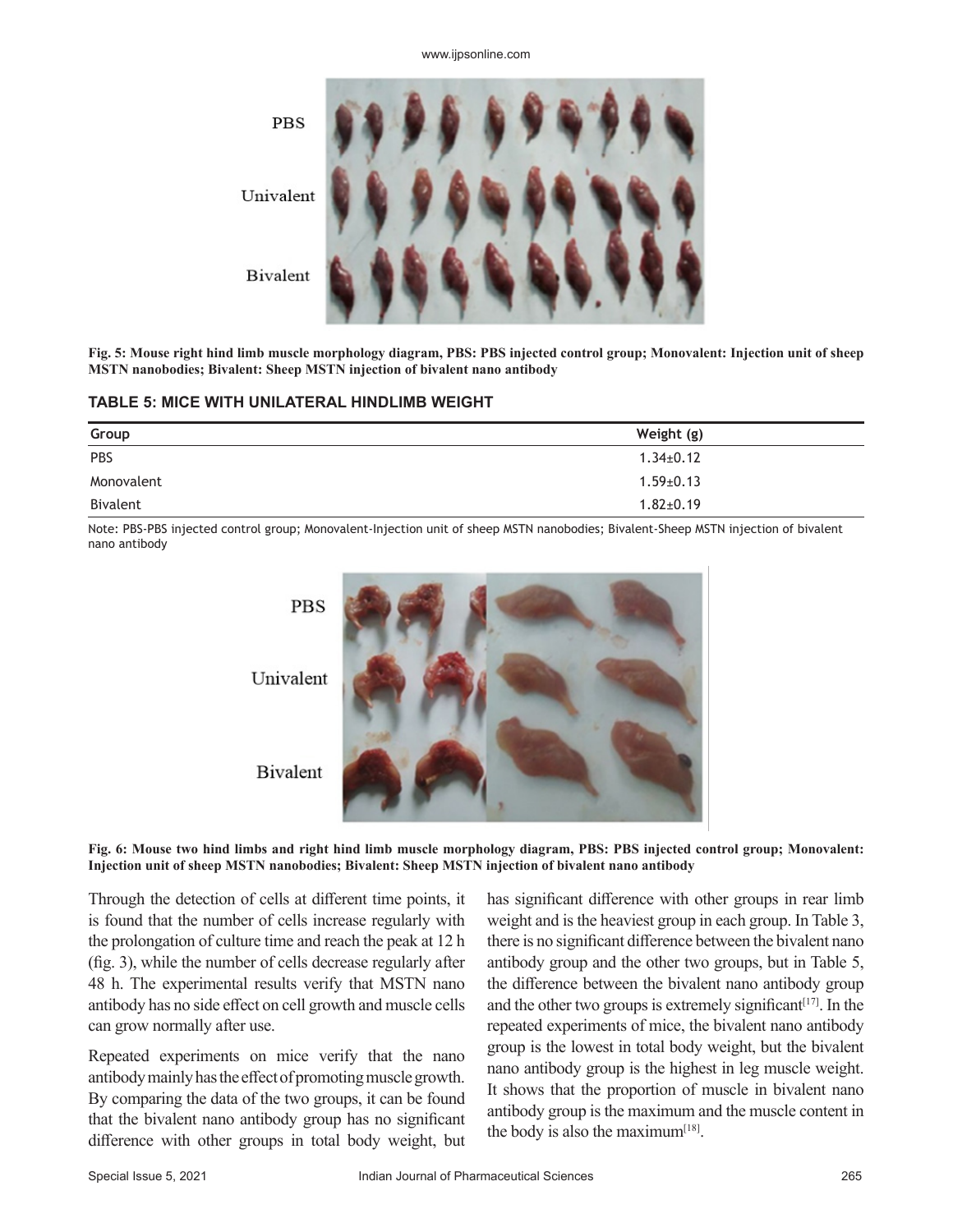Fig. 5: Mouse right hind limb muscle morphology diagram, PBS: PBS injected control group; Monovalent: Injection unit of sheep MSTN nanobodies; Bivalent: Sheep MSTN injection of bivalent nano antibody

**TABLE 5: MICE WITH UNILATERAL HINDLIMB WEIGHT**

| Group | Weight (g) |
| --- | --- |
| PBS | 1.34±0.12 |
| Monovalent | 1.59±0.13 |
| Bivalent | 1.82±0.19 |

Note: PBS-PBS injected control group; Monovalent-Injection unit of sheep MSTN nanobodies; Bivalent-Sheep MSTN injection of bivalent nano antibody

Fig. 6: Mouse two hind limbs and right hind limb muscle morphology diagram, PBS: PBS injected control group; Monovalent: Injection unit of sheep MSTN nanobodies; Bivalent: Sheep MSTN injection of bivalent nano antibody

Through the detection of cells at different time points, it is found that the number of cells increase regularly with the prolongation of culture time and reach the peak at 12 h (fig. 3), while the number of cells decrease regularly after 48 h. The experimental results verify that MSTN nano antibody has no side effect on cell growth and muscle cells can grow normally after use.

Repeated experiments on mice verify that the nano antibody mainly has the effect of promoting muscle growth. By comparing the data of the two groups, it can be found that the bivalent nano antibody group has no significant difference with other groups in total body weight, but has significant difference with other groups in rear limb weight and is the heaviest group in each group. In Table 3, there is no significant difference between the bivalent nano antibody group and the other two groups, but in Table 5, the difference between the bivalent nano antibody group and the other two groups is extremely significant[17]. In the repeated experiments of mice, the bivalent nano antibody group is the lowest in total body weight, but the bivalent nano antibody group is the highest in leg muscle weight. It shows that the proportion of muscle in bivalent nano antibody group is the maximum and the muscle content in the body is also the maximum[18].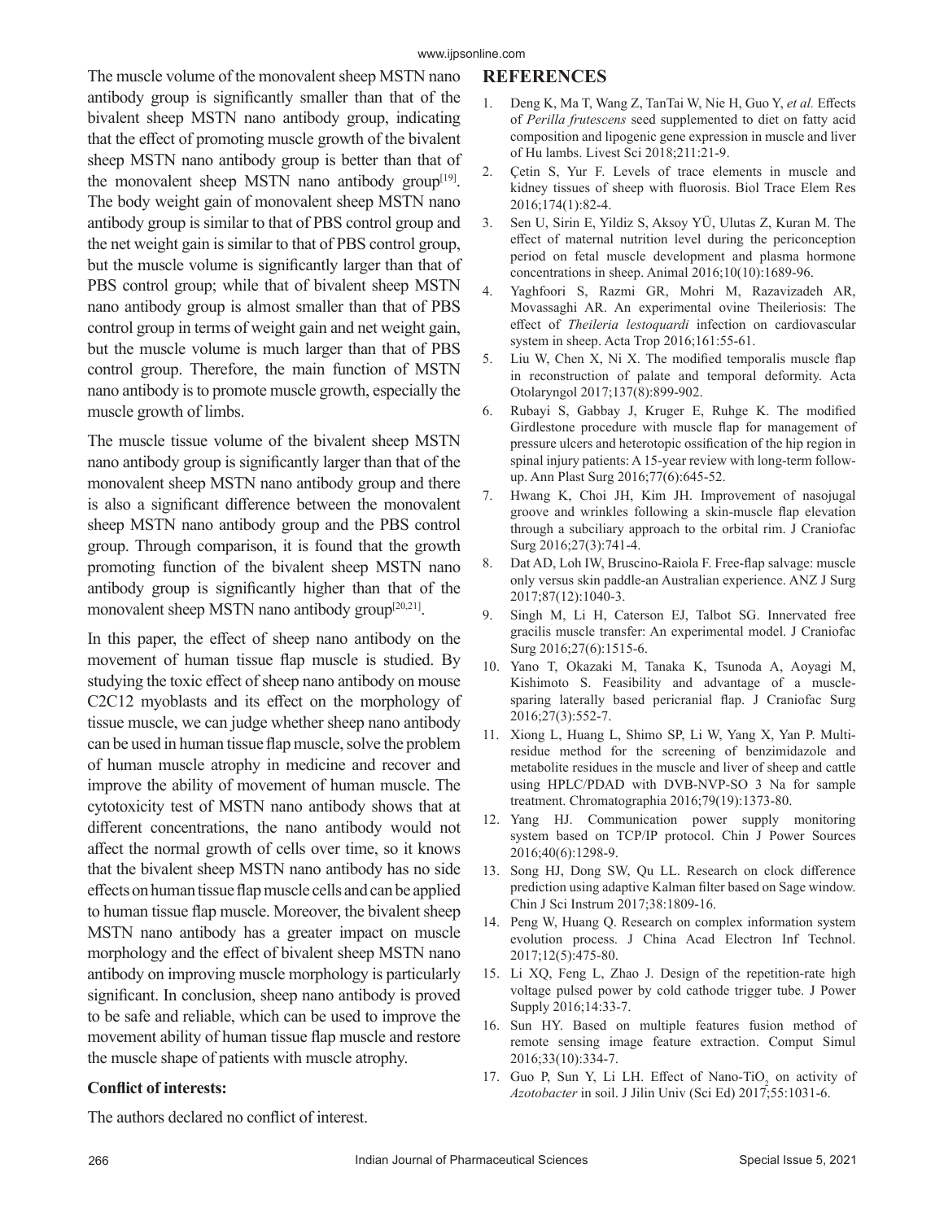The muscle volume of the monovalent sheep MSTN nano antibody group is significantly smaller than that of the bivalent sheep MSTN nano antibody group, indicating that the effect of promoting muscle growth of the bivalent sheep MSTN nano antibody group is better than that of the monovalent sheep MSTN nano antibody group[19]. The body weight gain of monovalent sheep MSTN nano antibody group is similar to that of PBS control group and the net weight gain is similar to that of PBS control group, but the muscle volume is significantly larger than that of PBS control group; while that of bivalent sheep MSTN nano antibody group is almost smaller than that of PBS control group in terms of weight gain and net weight gain, but the muscle volume is much larger than that of PBS control group. Therefore, the main function of MSTN nano antibody is to promote muscle growth, especially the muscle growth of limbs.

The muscle tissue volume of the bivalent sheep MSTN nano antibody group is significantly larger than that of the monovalent sheep MSTN nano antibody group and there is also a significant difference between the monovalent sheep MSTN nano antibody group and the PBS control group. Through comparison, it is found that the growth promoting function of the bivalent sheep MSTN nano antibody group is significantly higher than that of the monovalent sheep MSTN nano antibody group[20,21].

In this paper, the effect of sheep nano antibody on the movement of human tissue flap muscle is studied. By studying the toxic effect of sheep nano antibody on mouse C2C12 myoblasts and its effect on the morphology of tissue muscle, we can judge whether sheep nano antibody can be used in human tissue flap muscle, solve the problem of human muscle atrophy in medicine and recover and improve the ability of movement of human muscle. The cytotoxicity test of MSTN nano antibody shows that at different concentrations, the nano antibody would not affect the normal growth of cells over time, so it knows that the bivalent sheep MSTN nano antibody has no side effects on human tissue flap muscle cells and can be applied to human tissue flap muscle. Moreover, the bivalent sheep MSTN nano antibody has a greater impact on muscle morphology and the effect of bivalent sheep MSTN nano antibody on improving muscle morphology is particularly significant. In conclusion, sheep nano antibody is proved to be safe and reliable, which can be used to improve the movement ability of human tissue flap muscle and restore the muscle shape of patients with muscle atrophy.

**Conflict of interests:**

The authors declared no conflict of interest.

## REFERENCES

1. Deng K, Ma T, Wang Z, TanTai W, Nie H, Guo Y, *et al.* Effects of *Perilla frutescens* seed supplemented to diet on fatty acid composition and lipogenic gene expression in muscle and liver of Hu lambs. Livest Sci 2018;211:21-9.
2. Çetin S, Yur F. Levels of trace elements in muscle and kidney tissues of sheep with fluorosis. Biol Trace Elem Res 2016;174(1):82-4.
3. Sen U, Sirin E, Yildiz S, Aksoy YÜ, Ulutas Z, Kuran M. The effect of maternal nutrition level during the periconception period on fetal muscle development and plasma hormone concentrations in sheep. Animal 2016;10(10):1689-96.
4. Yaghfoori S, Razmi GR, Mohri M, Razavizadeh AR, Movassaghi AR. An experimental ovine Theileriosis: The effect of *Theileria lestoquardi* infection on cardiovascular system in sheep. Acta Trop 2016;161:55-61.
5. Liu W, Chen X, Ni X. The modified temporalis muscle flap in reconstruction of palate and temporal deformity. Acta Otolaryngol 2017;137(8):899-902.
6. Rubayi S, Gabbay J, Kruger E, Ruhge K. The modified Girdlestone procedure with muscle flap for management of pressure ulcers and heterotopic ossification of the hip region in spinal injury patients: A 15-year review with long-term follow-up. Ann Plast Surg 2016;77(6):645-52.
7. Hwang K, Choi JH, Kim JH. Improvement of nasojugal groove and wrinkles following a skin-muscle flap elevation through a subciliary approach to the orbital rim. J Craniofac Surg 2016;27(3):741-4.
8. Dat AD, Loh IW, Bruscino-Raiola F. Free-flap salvage: muscle only versus skin paddle-an Australian experience. ANZ J Surg 2017;87(12):1040-3.
9. Singh M, Li H, Caterson EJ, Talbot SG. Innervated free gracilis muscle transfer: An experimental model. J Craniofac Surg 2016;27(6):1515-6.
10. Yano T, Okazaki M, Tanaka K, Tsunoda A, Aoyagi M, Kishimoto S. Feasibility and advantage of a muscle-sparing laterally based pericranial flap. J Craniofac Surg 2016;27(3):552-7.
11. Xiong L, Huang L, Shimo SP, Li W, Yang X, Yan P. Multi-residue method for the screening of benzimidazole and metabolite residues in the muscle and liver of sheep and cattle using HPLC/PDAD with DVB-NVP-SO 3 Na for sample treatment. Chromatographia 2016;79(19):1373-80.
12. Yang HJ. Communication power supply monitoring system based on TCP/IP protocol. Chin J Power Sources 2016;40(6):1298-9.
13. Song HJ, Dong SW, Qu LL. Research on clock difference prediction using adaptive Kalman filter based on Sage window. Chin J Sci Instrum 2017;38:1809-16.
14. Peng W, Huang Q. Research on complex information system evolution process. J China Acad Electron Inf Technol. 2017;12(5):475-80.
15. Li XQ, Feng L, Zhao J. Design of the repetition-rate high voltage pulsed power by cold cathode trigger tube. J Power Supply 2016;14:33-7.
16. Sun HY. Based on multiple features fusion method of remote sensing image feature extraction. Comput Simul 2016;33(10):334-7.
17. Guo P, Sun Y, Li LH. Effect of Nano-$TiO_2$ on activity of *Azotobacter* in soil. J Jilin Univ (Sci Ed) 2017;55:1031-6.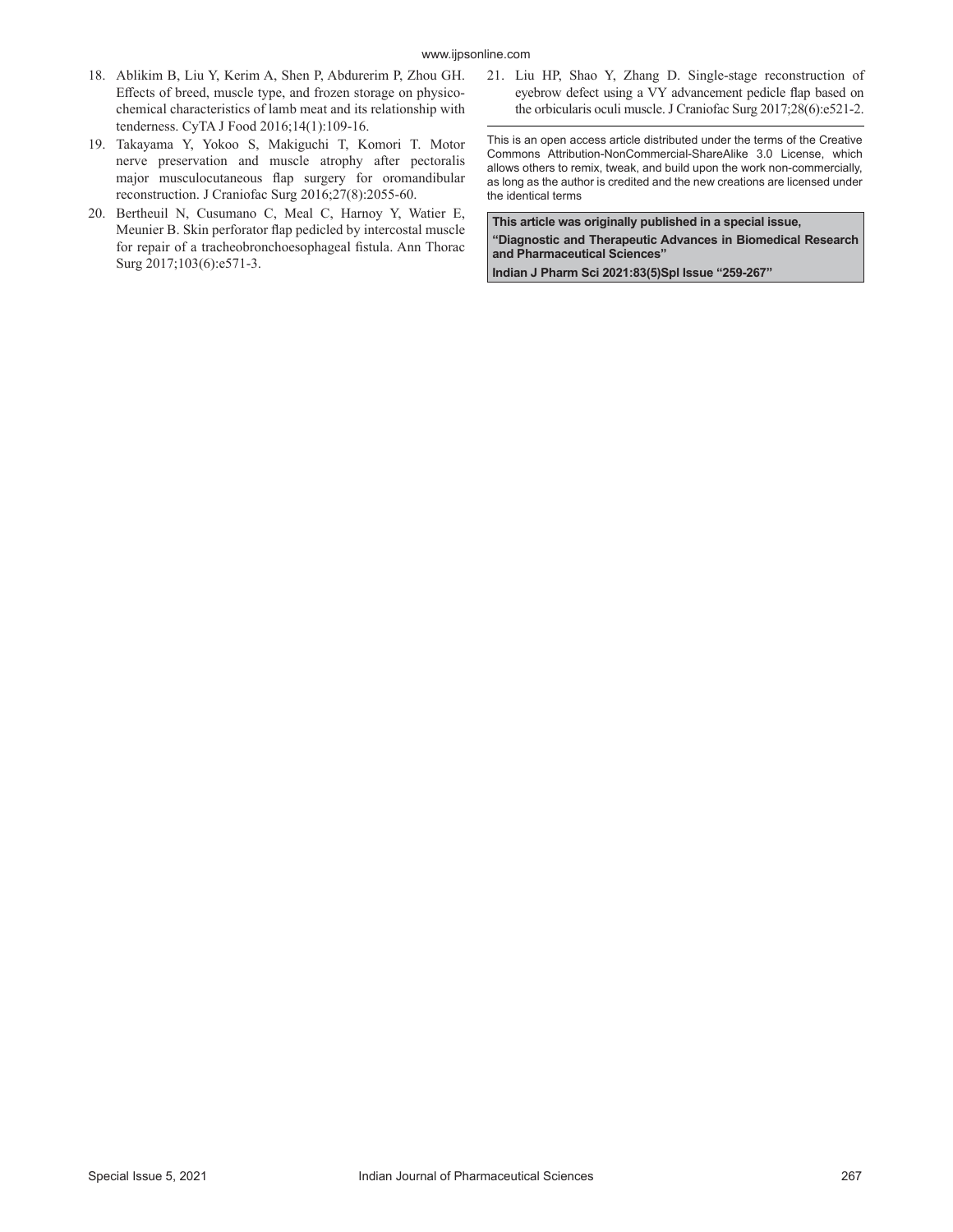18. Ablikim B, Liu Y, Kerim A, Shen P, Abdurerim P, Zhou GH. Effects of breed, muscle type, and frozen storage on physico-chemical characteristics of lamb meat and its relationship with tenderness. CyTA J Food 2016;14(1):109-16.
19. Takayama Y, Yokoo S, Makiguchi T, Komori T. Motor nerve preservation and muscle atrophy after pectoralis major musculocutaneous flap surgery for oromandibular reconstruction. J Craniofac Surg 2016;27(8):2055-60.
20. Bertheuil N, Cusumano C, Meal C, Harnoy Y, Watier E, Meunier B. Skin perforator flap pedicled by intercostal muscle for repair of a tracheobronchoesophageal fistula. Ann Thorac Surg 2017;103(6):e571-3.
21. Liu HP, Shao Y, Zhang D. Single-stage reconstruction of eyebrow defect using a VY advancement pedicle flap based on the orbicularis oculi muscle. J Craniofac Surg 2017;28(6):e521-2.

This is an open access article distributed under the terms of the Creative Commons Attribution-NonCommercial-ShareAlike 3.0 License, which allows others to remix, tweak, and build upon the work non-commercially, as long as the author is credited and the new creations are licensed under the identical terms

**This article was originally published in a special issue, "Diagnostic and Therapeutic Advances in Biomedical Research and Pharmaceutical Sciences"**

**Indian J Pharm Sci 2021:83(5)Spl Issue "259-267"**